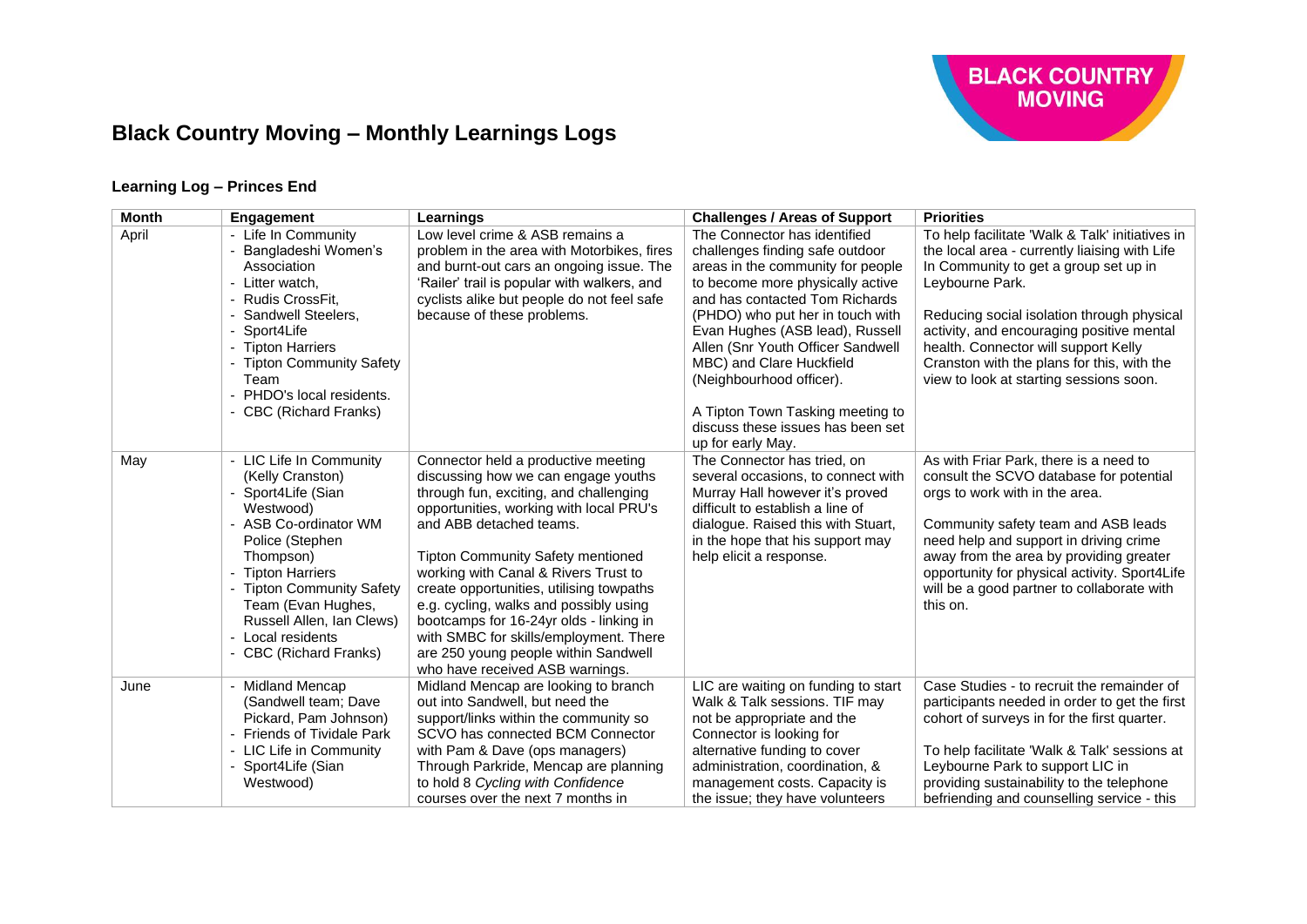# Black Country Moving – Monthly Learnings Logs

### Learning Log – Princes End

| Month | Engagement | Learnings | Challenges / Areas of Support | Priorities |
|---|---|---|---|---|
| April | - Life In Community<br>- Bangladeshi Women's Association<br>- Litter watch,<br>- Rudis CrossFit,<br>- Sandwell Steelers,<br>- Sport4Life<br>- Tipton Harriers<br>- Tipton Community Safety Team<br>- PHDO's local residents.<br>- CBC (Richard Franks) | Low level crime & ASB remains a problem in the area with Motorbikes, fires and burnt-out cars an ongoing issue. The 'Railer' trail is popular with walkers, and cyclists alike but people do not feel safe because of these problems. | The Connector has identified challenges finding safe outdoor areas in the community for people to become more physically active and has contacted Tom Richards (PHDO) who put her in touch with Evan Hughes (ASB lead), Russell Allen (Snr Youth Officer Sandwell MBC) and Clare Huckfield (Neighbourhood officer).<br><br>A Tipton Town Tasking meeting to discuss these issues has been set up for early May. | To help facilitate 'Walk & Talk' initiatives in the local area - currently liaising with Life In Community to get a group set up in Leybourne Park.<br><br>Reducing social isolation through physical activity, and encouraging positive mental health. Connector will support Kelly Cranston with the plans for this, with the view to look at starting sessions soon. |
| May | - LIC Life In Community (Kelly Cranston)<br>- Sport4Life (Sian Westwood)<br>- ASB Co-ordinator WM Police (Stephen Thompson)<br>- Tipton Harriers<br>- Tipton Community Safety Team (Evan Hughes, Russell Allen, Ian Clews)<br>- Local residents<br>- CBC (Richard Franks) | Connector held a productive meeting discussing how we can engage youths through fun, exciting, and challenging opportunities, working with local PRU's and ABB detached teams.<br><br>Tipton Community Safety mentioned working with Canal & Rivers Trust to create opportunities, utilising towpaths e.g. cycling, walks and possibly using bootcamps for 16-24yr olds - linking in with SMBC for skills/employment. There are 250 young people within Sandwell who have received ASB warnings. | The Connector has tried, on several occasions, to connect with Murray Hall however it's proved difficult to establish a line of dialogue. Raised this with Stuart, in the hope that his support may help elicit a response. | As with Friar Park, there is a need to consult the SCVO database for potential orgs to work with in the area.<br><br>Community safety team and ASB leads need help and support in driving crime away from the area by providing greater opportunity for physical activity. Sport4Life will be a good partner to collaborate with this on. |
| June | - Midland Mencap (Sandwell team; Dave Pickard, Pam Johnson)<br>- Friends of Tividale Park<br>- LIC Life in Community<br>- Sport4Life (Sian Westwood) | Midland Mencap are looking to branch out into Sandwell, but need the support/links within the community so SCVO has connected BCM Connector with Pam & Dave (ops managers) Through Parkride, Mencap are planning to hold 8 *Cycling with Confidence* courses over the next 7 months in | LIC are waiting on funding to start Walk & Talk sessions. TIF may not be appropriate and the Connector is looking for alternative funding to cover administration, coordination, & management costs. Capacity is the issue; they have volunteers | Case Studies - to recruit the remainder of participants needed in order to get the first cohort of surveys in for the first quarter.<br><br>To help facilitate 'Walk & Talk' sessions at Leybourne Park to support LIC in providing sustainability to the telephone befriending and counselling service - this |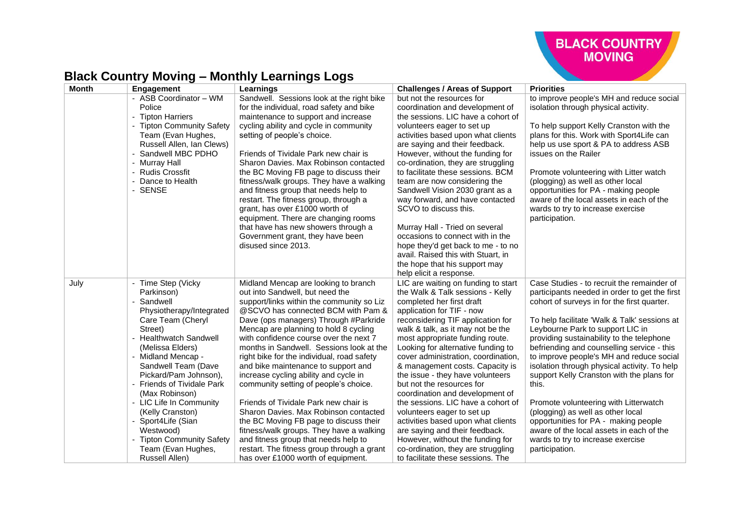# Black Country Moving – Monthly Learnings Logs

| Month | Engagement | Learnings | Challenges / Areas of Support | Priorities |
|---|---|---|---|---|
| | - ASB Coordinator – WM Police<br>- Tipton Harriers<br>- Tipton Community Safety Team (Evan Hughes, Russell Allen, Ian Clews)<br>- Sandwell MBC PDHO<br>- Murray Hall<br>- Rudis Crossfit<br>- Dance to Health<br>- SENSE | Sandwell. Sessions look at the right bike for the individual, road safety and bike maintenance to support and increase cycling ability and cycle in community setting of people's choice.<br><br>Friends of Tividale Park new chair is Sharon Davies. Max Robinson contacted the BC Moving FB page to discuss their fitness/walk groups. They have a walking and fitness group that needs help to restart. The fitness group, through a grant, has over £1000 worth of equipment. There are changing rooms that have has new showers through a Government grant, they have been disused since 2013. | but not the resources for coordination and development of the sessions. LIC have a cohort of volunteers eager to set up activities based upon what clients are saying and their feedback. However, without the funding for co-ordination, they are struggling to facilitate these sessions. BCM team are now considering the Sandwell Vision 2030 grant as a way forward, and have contacted SCVO to discuss this.<br><br>Murray Hall - Tried on several occasions to connect with in the hope they'd get back to me - to no avail. Raised this with Stuart, in the hope that his support may help elicit a response. | to improve people's MH and reduce social isolation through physical activity.<br><br>To help support Kelly Cranston with the plans for this. Work with Sport4Life can help us use sport & PA to address ASB issues on the Railer<br><br>Promote volunteering with Litter watch (plogging) as well as other local opportunities for PA - making people aware of the local assets in each of the wards to try to increase exercise participation. |
| July | - Time Step (Vicky Parkinson)<br>- Sandwell Physiotherapy/Integrated Care Team (Cheryl Street)<br>- Healthwatch Sandwell (Melissa Elders)<br>- Midland Mencap - Sandwell Team (Dave Pickard/Pam Johnson),<br>- Friends of Tividale Park (Max Robinson)<br>- LIC Life In Community (Kelly Cranston)<br>- Sport4Life (Sian Westwood)<br>- Tipton Community Safety Team (Evan Hughes, Russell Allen) | Midland Mencap are looking to branch out into Sandwell, but need the support/links within the community so Liz @SCVO has connected BCM with Pam & Dave (ops managers) Through #Parkride Mencap are planning to hold 8 cycling with confidence course over the next 7 months in Sandwell. Sessions look at the right bike for the individual, road safety and bike maintenance to support and increase cycling ability and cycle in community setting of people's choice.<br><br>Friends of Tividale Park new chair is Sharon Davies. Max Robinson contacted the BC Moving FB page to discuss their fitness/walk groups. They have a walking and fitness group that needs help to restart. The fitness group through a grant has over £1000 worth of equipment. | LIC are waiting on funding to start the Walk & Talk sessions - Kelly completed her first draft application for TIF - now reconsidering TIF application for walk & talk, as it may not be the most appropriate funding route. Looking for alternative funding to cover administration, coordination, & management costs. Capacity is the issue - they have volunteers but not the resources for coordination and development of the sessions. LIC have a cohort of volunteers eager to set up activities based upon what clients are saying and their feedback. However, without the funding for co-ordination, they are struggling to facilitate these sessions. The | Case Studies - to recruit the remainder of participants needed in order to get the first cohort of surveys in for the first quarter.<br><br>To help facilitate 'Walk & Talk' sessions at Leybourne Park to support LIC in providing sustainability to the telephone befriending and counselling service - this to improve people's MH and reduce social isolation through physical activity. To help support Kelly Cranston with the plans for this.<br><br>Promote volunteering with Litterwatch (plogging) as well as other local opportunities for PA - making people aware of the local assets in each of the wards to try to increase exercise participation. |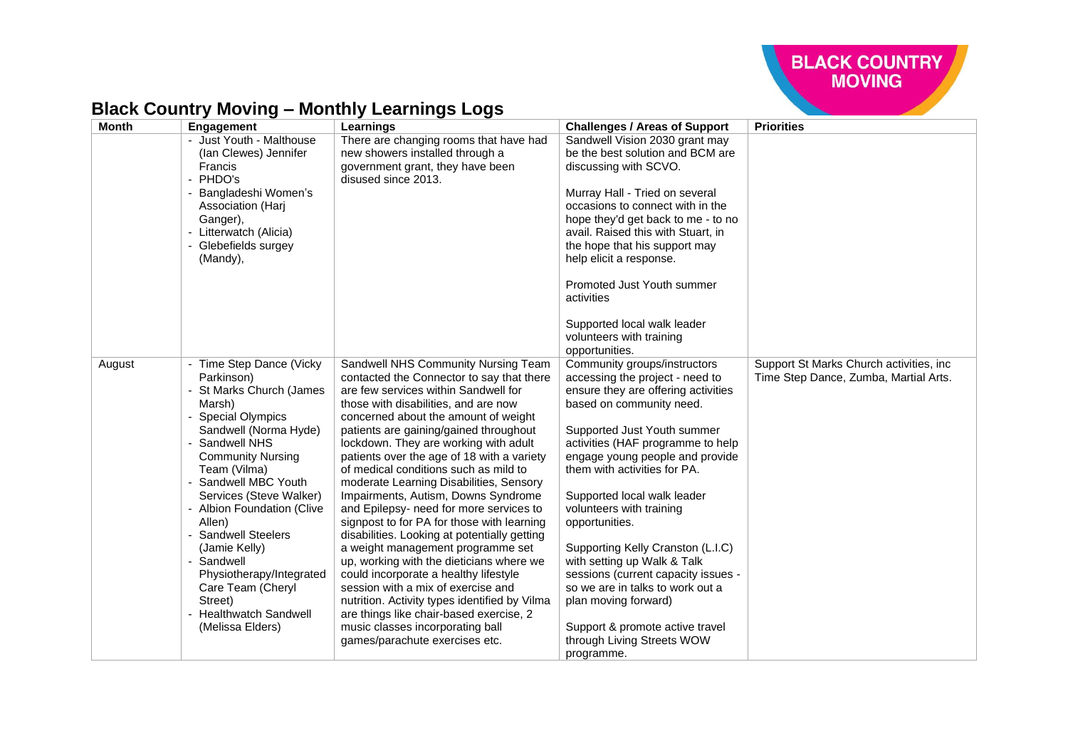# Black Country Moving – Monthly Learnings Logs

| Month | Engagement | Learnings | Challenges / Areas of Support | Priorities |
|---|---|---|---|---|
| | - Just Youth - Malthouse (Ian Clewes) Jennifer Francis<br>- PHDO's<br>- Bangladeshi Women's Association (Harj Ganger),<br>- Litterwatch (Alicia)<br>- Glebefields surgey (Mandy), | There are changing rooms that have had new showers installed through a government grant, they have been disused since 2013. | Sandwell Vision 2030 grant may be the best solution and BCM are discussing with SCVO.<br><br>Murray Hall - Tried on several occasions to connect with in the hope they'd get back to me - to no avail. Raised this with Stuart, in the hope that his support may help elicit a response.<br><br>Promoted Just Youth summer activities<br><br>Supported local walk leader volunteers with training opportunities. | |
| August | - Time Step Dance (Vicky Parkinson)<br>- St Marks Church (James Marsh)<br>- Special Olympics Sandwell (Norma Hyde)<br>- Sandwell NHS Community Nursing Team (Vilma)<br>- Sandwell MBC Youth Services (Steve Walker)<br>- Albion Foundation (Clive Allen)<br>- Sandwell Steelers (Jamie Kelly)<br>- Sandwell Physiotherapy/Integrated Care Team (Cheryl Street)<br>- Healthwatch Sandwell (Melissa Elders) | Sandwell NHS Community Nursing Team contacted the Connector to say that there are few services within Sandwell for those with disabilities, and are now concerned about the amount of weight patients are gaining/gained throughout lockdown. They are working with adult patients over the age of 18 with a variety of medical conditions such as mild to moderate Learning Disabilities, Sensory Impairments, Autism, Downs Syndrome and Epilepsy- need for more services to signpost to for PA for those with learning disabilities. Looking at potentially getting a weight management programme set up, working with the dieticians where we could incorporate a healthy lifestyle session with a mix of exercise and nutrition. Activity types identified by Vilma are things like chair-based exercise, 2 music classes incorporating ball games/parachute exercises etc. | Community groups/instructors accessing the project - need to ensure they are offering activities based on community need.<br><br>Supported Just Youth summer activities (HAF programme to help engage young people and provide them with activities for PA.<br><br>Supported local walk leader volunteers with training opportunities.<br><br>Supporting Kelly Cranston (L.I.C) with setting up Walk & Talk sessions (current capacity issues - so we are in talks to work out a plan moving forward)<br><br>Support & promote active travel through Living Streets WOW programme. | Support St Marks Church activities, inc Time Step Dance, Zumba, Martial Arts. |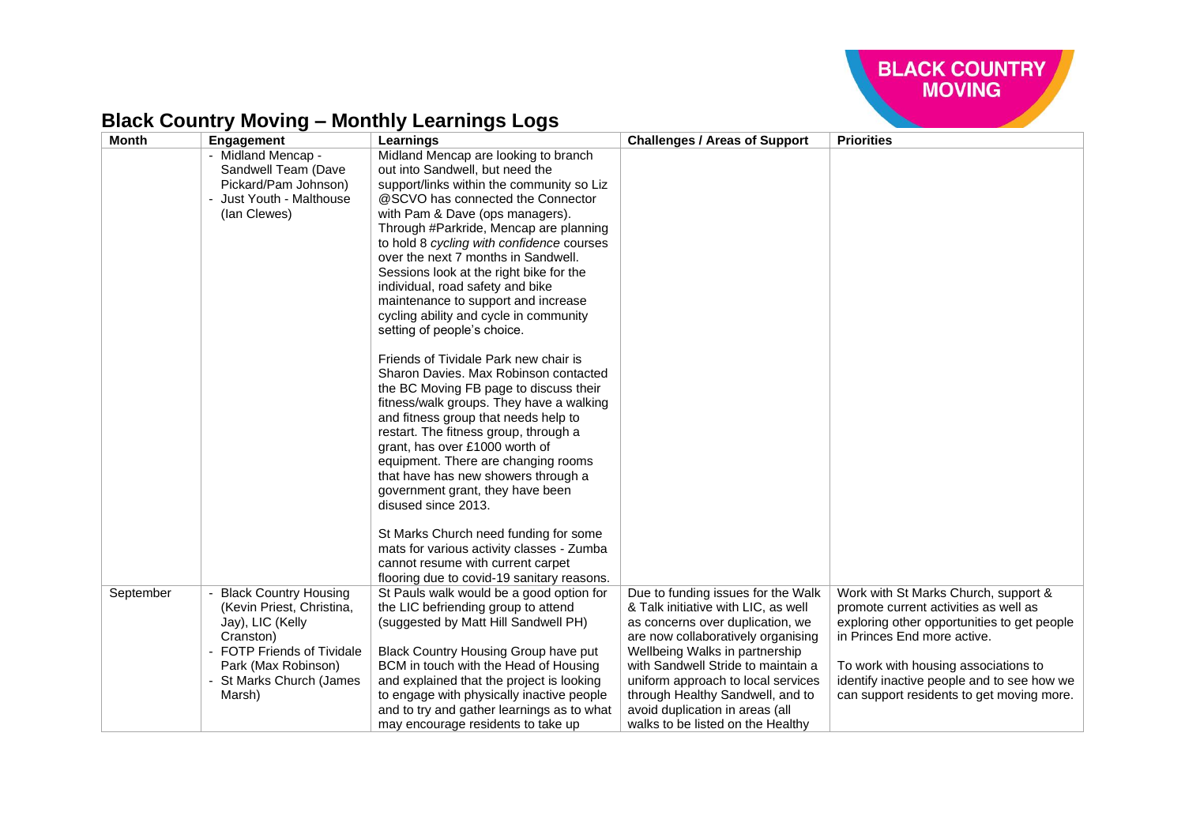# Black Country Moving – Monthly Learnings Logs

| Month | Engagement | Learnings | Challenges / Areas of Support | Priorities |
|---|---|---|---|---|
| | - Midland Mencap - Sandwell Team (Dave Pickard/Pam Johnson)<br>- Just Youth - Malthouse (Ian Clewes) | Midland Mencap are looking to branch out into Sandwell, but need the support/links within the community so Liz @SCVO has connected the Connector with Pam & Dave (ops managers). Through #Parkride, Mencap are planning to hold 8 *cycling with confidence* courses over the next 7 months in Sandwell. Sessions look at the right bike for the individual, road safety and bike maintenance to support and increase cycling ability and cycle in community setting of people's choice.<br><br>Friends of Tividale Park new chair is Sharon Davies. Max Robinson contacted the BC Moving FB page to discuss their fitness/walk groups. They have a walking and fitness group that needs help to restart. The fitness group, through a grant, has over £1000 worth of equipment. There are changing rooms that have has new showers through a government grant, they have been disused since 2013.<br><br>St Marks Church need funding for some mats for various activity classes - Zumba cannot resume with current carpet flooring due to covid-19 sanitary reasons. | | |
| September | - Black Country Housing (Kevin Priest, Christina, Jay), LIC (Kelly Cranston)<br>- FOTP Friends of Tividale Park (Max Robinson)<br>- St Marks Church (James Marsh) | St Pauls walk would be a good option for the LIC befriending group to attend (suggested by Matt Hill Sandwell PH)<br><br>Black Country Housing Group have put BCM in touch with the Head of Housing and explained that the project is looking to engage with physically inactive people and to try and gather learnings as to what may encourage residents to take up | Due to funding issues for the Walk & Talk initiative with LIC, as well as concerns over duplication, we are now collaboratively organising Wellbeing Walks in partnership with Sandwell Stride to maintain a uniform approach to local services through Healthy Sandwell, and to avoid duplication in areas (all walks to be listed on the Healthy | Work with St Marks Church, support & promote current activities as well as exploring other opportunities to get people in Princes End more active.<br><br>To work with housing associations to identify inactive people and to see how we can support residents to get moving more. |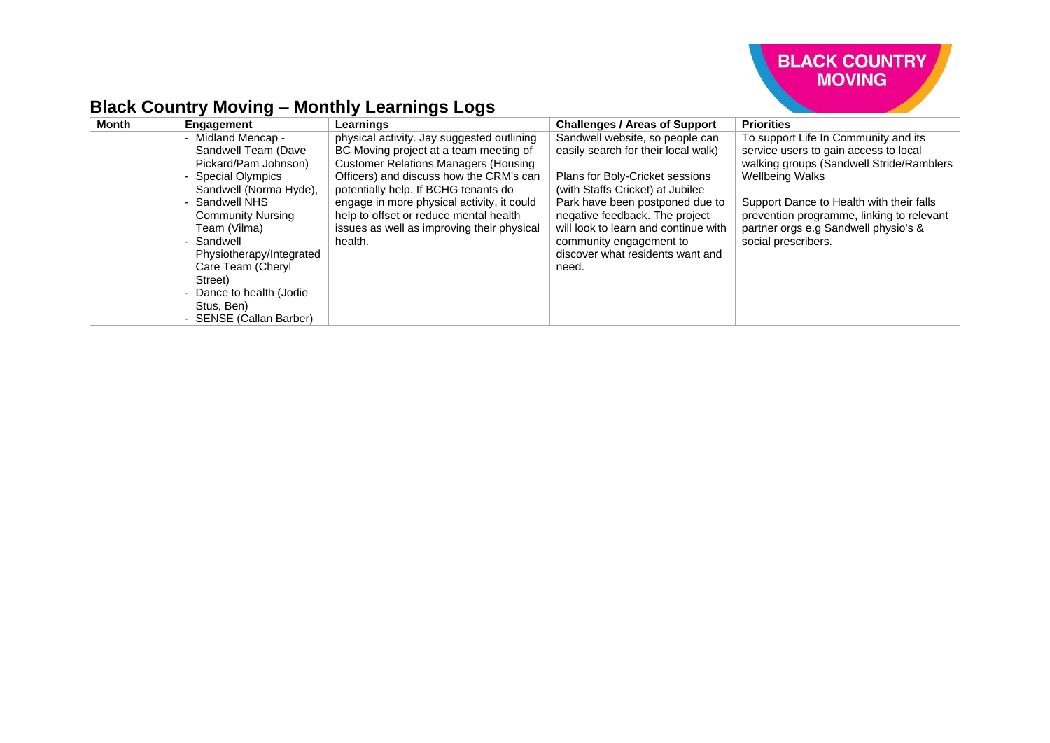# Black Country Moving – Monthly Learnings Logs

| Month | Engagement | Learnings | Challenges / Areas of Support | Priorities |
|---|---|---|---|---|
| | - Midland Mencap - Sandwell Team (Dave Pickard/Pam Johnson)<br>- Special Olympics Sandwell (Norma Hyde),<br>- Sandwell NHS Community Nursing Team (Vilma)<br>- Sandwell Physiotherapy/Integrated Care Team (Cheryl Street)<br>- Dance to health (Jodie Stus, Ben)<br>- SENSE (Callan Barber) | physical activity. Jay suggested outlining BC Moving project at a team meeting of Customer Relations Managers (Housing Officers) and discuss how the CRM's can potentially help. If BCHG tenants do engage in more physical activity, it could help to offset or reduce mental health issues as well as improving their physical health. | Sandwell website, so people can easily search for their local walk)<br><br>Plans for Boly-Cricket sessions (with Staffs Cricket) at Jubilee Park have been postponed due to negative feedback. The project will look to learn and continue with community engagement to discover what residents want and need. | To support Life In Community and its service users to gain access to local walking groups (Sandwell Stride/Ramblers Wellbeing Walks<br><br>Support Dance to Health with their falls prevention programme, linking to relevant partner orgs e.g Sandwell physio's & social prescribers. |